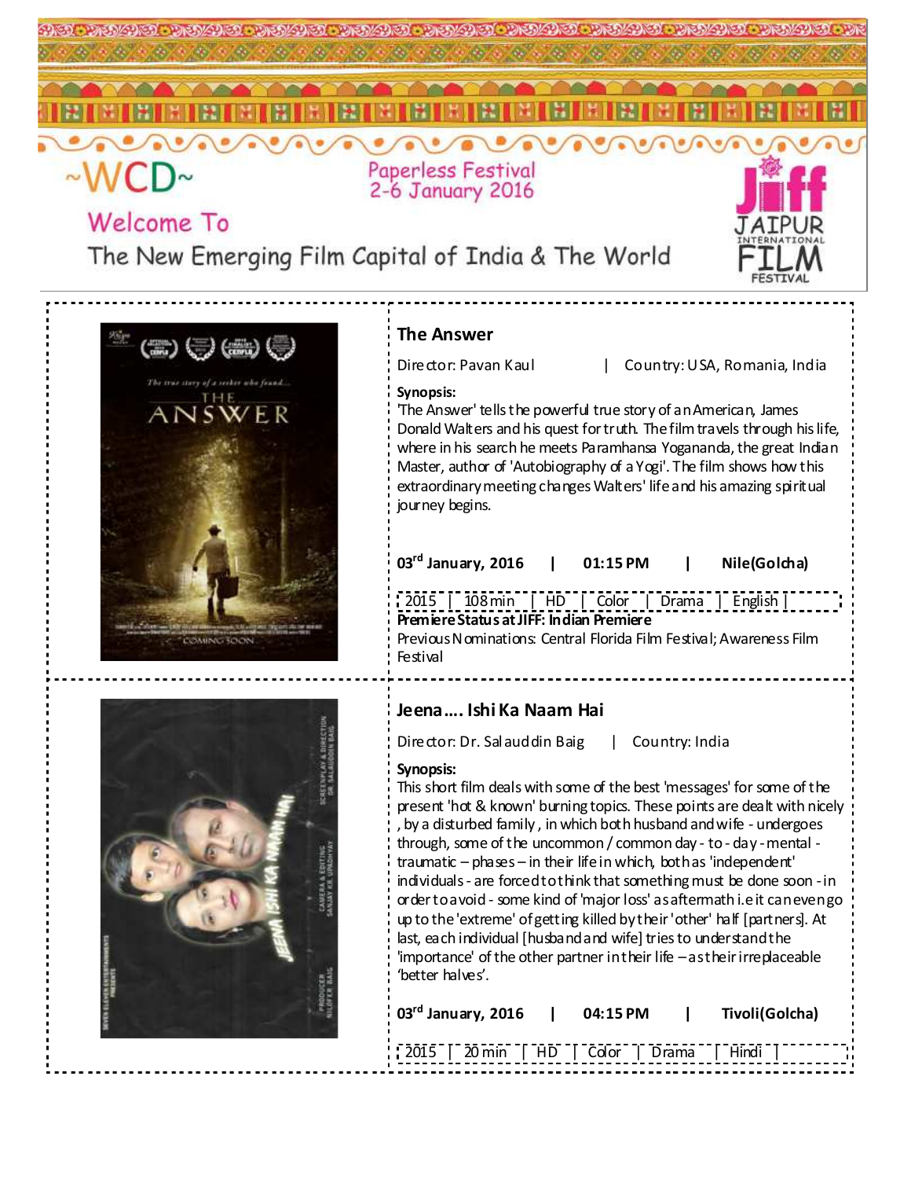~WCD~

Paperless Festival
2-6 January 2016

Welcome To
The New Emerging Film Capital of India & The World

JAIPUR INTERNATIONAL FILM FESTIVAL

## The Answer

Director: Pavan Kaul | Country: USA, Romania, India

**Synopsis:**
'The Answer' tells the powerful true story of an American, James Donald Walters and his quest for truth. The film travels through his life, where in his search he meets Paramhansa Yogananda, the great Indian Master, author of 'Autobiography of a Yogi'. The film shows how this extraordinary meeting changes Walters' life and his amazing spiritual journey begins.

**03rd January, 2016 | 01:15 PM | Nile(Golcha)**

2015 | 108 min | HD | Color | Drama | English |

**Premiere Status at JIFF: Indian Premiere**

Previous Nominations: Central Florida Film Festival; Awareness Film Festival

## Jeena…. Ishi Ka Naam Hai

Director: Dr. Salauddin Baig | Country: India

**Synopsis:**
This short film deals with some of the best 'messages' for some of the present 'hot & known' burning topics. These points are dealt with nicely , by a disturbed family , in which both husband and wife - undergoes through, some of the uncommon / common day - to - day - mental - traumatic – phases – in their life in which, both as 'independent' individuals - are forced to think that something must be done soon - in order to avoid - some kind of 'major loss' as aftermath i.e it can even go up to the 'extreme' of getting killed by their 'other' half [partners]. At last, each individual [husband and wife] tries to understand the 'importance' of the other partner in their life – as their irreplaceable 'better halves'.

**03rd January, 2016 | 04:15 PM | Tivoli(Golcha)**

2015 | 20 min | HD | Color | Drama | Hindi |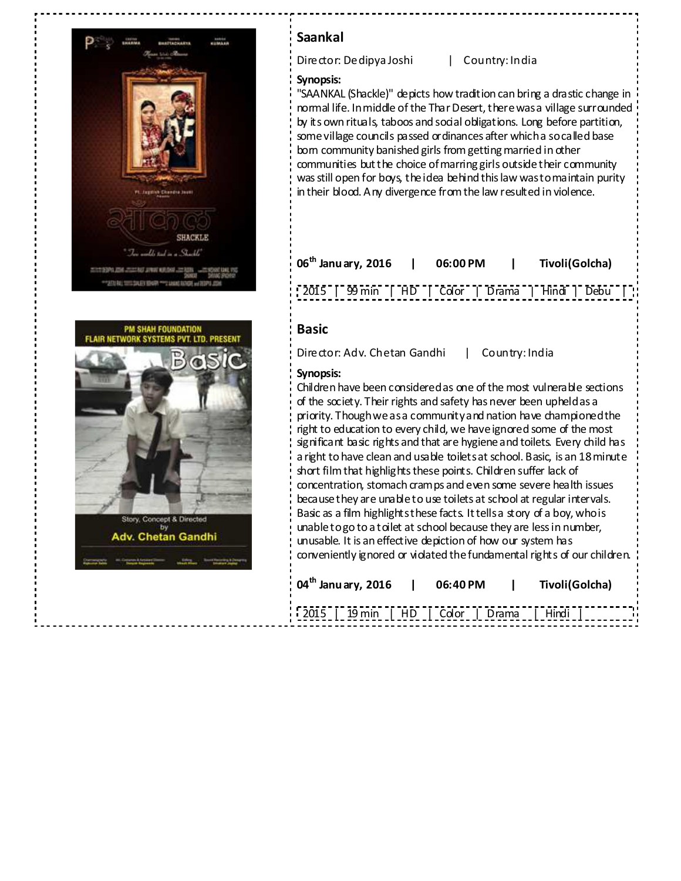## Saankal

Director: Dedipya Joshi | Country: India

**Synopsis:**

"SAANKAL (Shackle)" depicts how tradition can bring a drastic change in normal life. In middle of the Thar Desert, there was a village surrounded by its own rituals, taboos and social obligations. Long before partition, some village councils passed ordinances after which a so called base born community banished girls from getting married in other communities but the choice of marring girls outside their community was still open for boys, the idea behind this law was to maintain purity in their blood. Any divergence from the law resulted in violence.

**06th January, 2016 | 06:00 PM | Tivoli(Golcha)**

| 2015 | 99 min | HD | Color | Drama | Hindi | Debu |

## Basic

Director: Adv. Chetan Gandhi | Country: India

**Synopsis:**

Children have been considered as one of the most vulnerable sections of the society. Their rights and safety has never been upheld as a priority. Though we as a community and nation have championed the right to education to every child, we have ignored some of the most significant basic rights and that are hygiene and toilets. Every child has a right to have clean and usable toilets at school. Basic, is an 18 minute short film that highlights these points. Children suffer lack of concentration, stomach cramps and even some severe health issues because they are unable to use toilets at school at regular intervals. Basic as a film highlights these facts. It tells a story of a boy, who is unable to go to a toilet at school because they are less in number, unusable. It is an effective depiction of how our system has conveniently ignored or violated the fundamental rights of our children.

**04th January, 2016 | 06:40 PM | Tivoli(Golcha)**

| 2015 | 19 min | HD | Color | Drama | Hindi |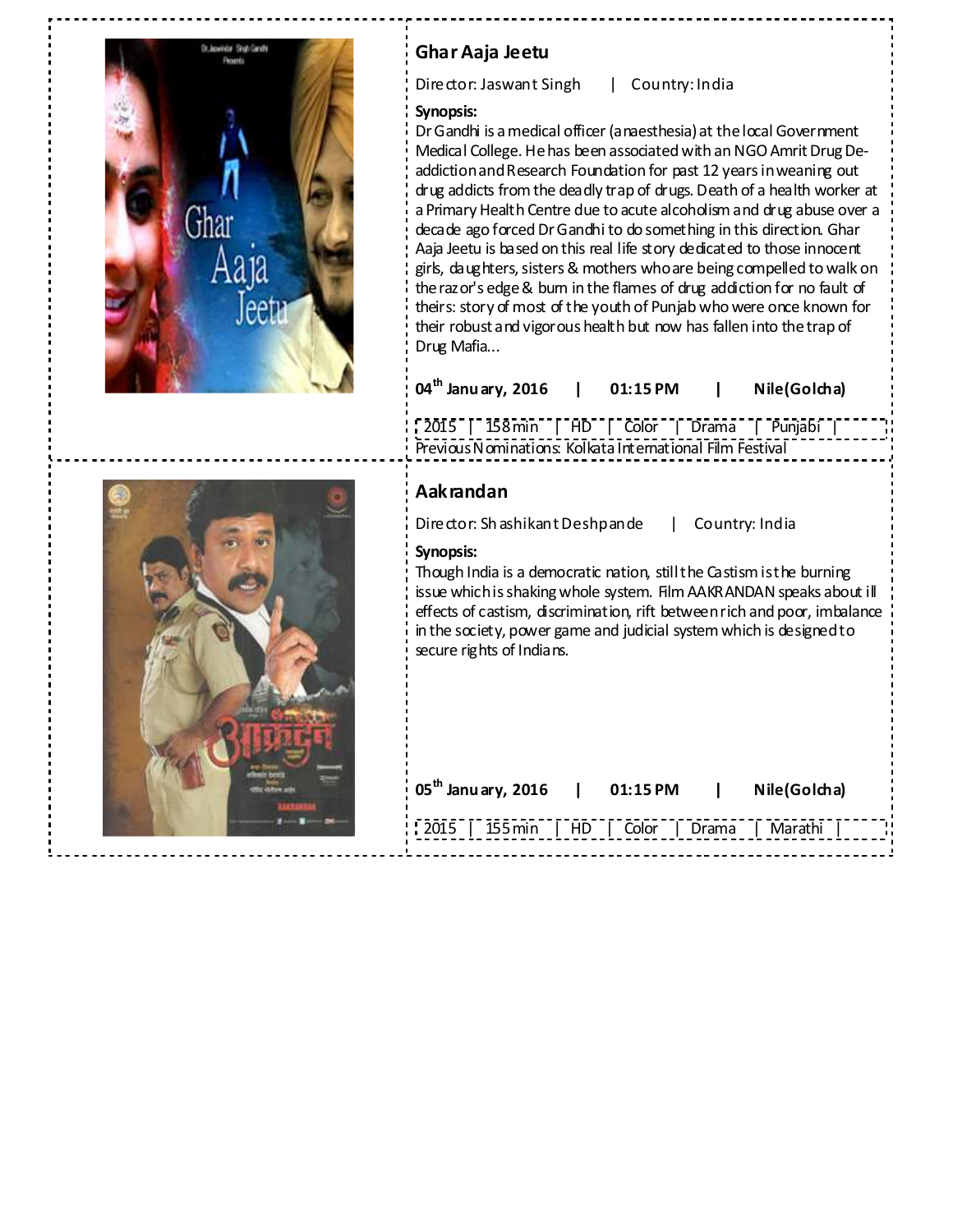## Ghar Aaja Jeetu

Director: Jaswant Singh | Country: India

**Synopsis:**
Dr Gandhi is a medical officer (anaesthesia) at the local Government Medical College. He has been associated with an NGO Amrit Drug De-addiction and Research Foundation for past 12 years in weaning out drug addicts from the deadly trap of drugs. Death of a health worker at a Primary Health Centre due to acute alcoholism and drug abuse over a decade ago forced Dr Gandhi to do something in this direction. Ghar Aaja Jeetu is based on this real life story dedicated to those innocent girls, daughters, sisters & mothers who are being compelled to walk on the razor's edge & burn in the flames of drug addiction for no fault of theirs: story of most of the youth of Punjab who were once known for their robust and vigorous health but now has fallen into the trap of Drug Mafia...

**04th January, 2016 | 01:15 PM | Nile(Golcha)**

| 2015 | 158 min | HD | Color | Drama | Punjabi |

Previous Nominations: Kolkata International Film Festival

## Aakrandan

Director: Shashikant Deshpande | Country: India

**Synopsis:**
Though India is a democratic nation, still the Castism is the burning issue which is shaking whole system. Film AAKRANDAN speaks about ill effects of castism, discrimination, rift between rich and poor, imbalance in the society, power game and judicial system which is designed to secure rights of Indians.

**05th January, 2016 | 01:15 PM | Nile(Golcha)**

| 2015 | 155 min | HD | Color | Drama | Marathi |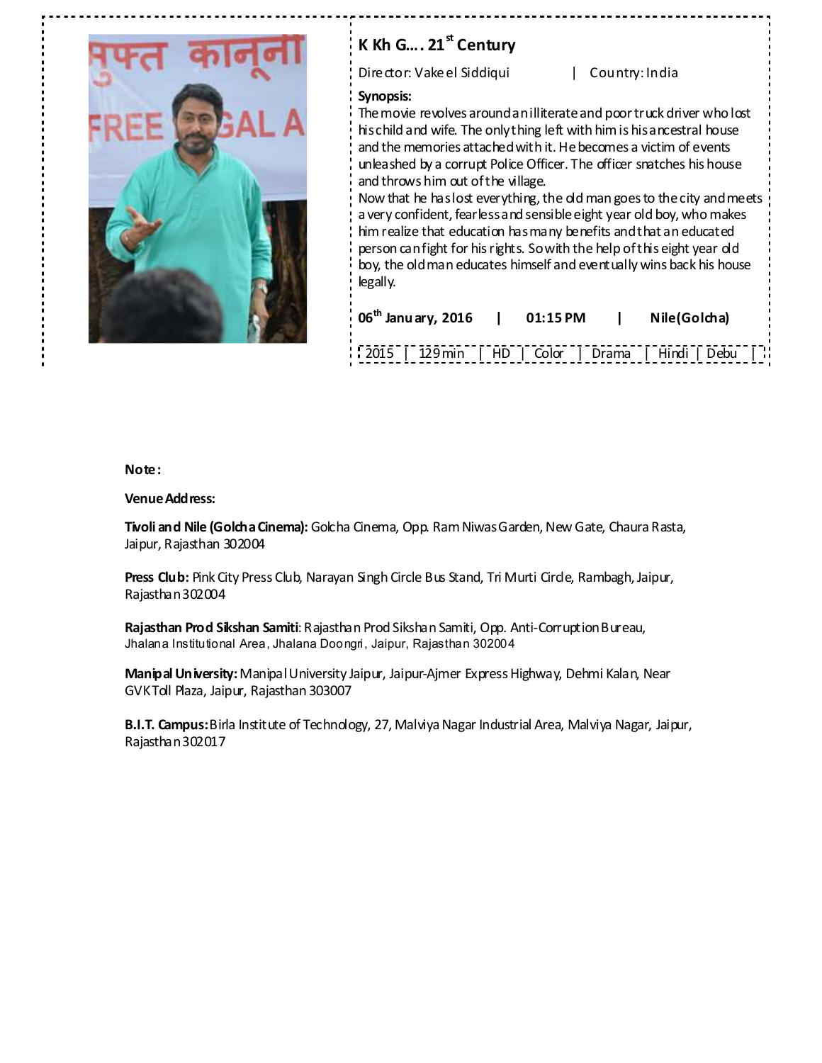## K Kh G…. 21st Century

Director: Vakeel Siddiqui | Country: India

**Synopsis:**

The movie revolves around an illiterate and poor truck driver who lost his child and wife. The only thing left with him is his ancestral house and the memories attached with it. He becomes a victim of events unleashed by a corrupt Police Officer. The officer snatches his house and throws him out of the village.

Now that he has lost everything, the old man goes to the city and meets a very confident, fearless and sensible eight year old boy, who makes him realize that education has many benefits and that an educated person can fight for his rights. So with the help of this eight year old boy, the old man educates himself and eventually wins back his house legally.

**06th January, 2016 | 01:15 PM | Nile (Golcha)**

| 2015 | 129 min | HD | Color | Drama | Hindi | Debu |
|---|---|---|---|---|---|---|

**Note:**

**Venue Address:**

**Tivoli and Nile (Golcha Cinema):** Golcha Cinema, Opp. Ram Niwas Garden, New Gate, Chaura Rasta, Jaipur, Rajasthan 302004

**Press Club:** Pink City Press Club, Narayan Singh Circle Bus Stand, Tri Murti Circle, Rambagh, Jaipur, Rajasthan 302004

**Rajasthan Prod Sikshan Samiti**: Rajasthan Prod Sikshan Samiti, Opp. Anti-Corruption Bureau, Jhalana Institutional Area, Jhalana Doongri, Jaipur, Rajasthan 302004

**Manipal University:** Manipal University Jaipur, Jaipur-Ajmer Express Highway, Dehmi Kalan, Near GVK Toll Plaza, Jaipur, Rajasthan 303007

**B.I.T. Campus:** Birla Institute of Technology, 27, Malviya Nagar Industrial Area, Malviya Nagar, Jaipur, Rajasthan 302017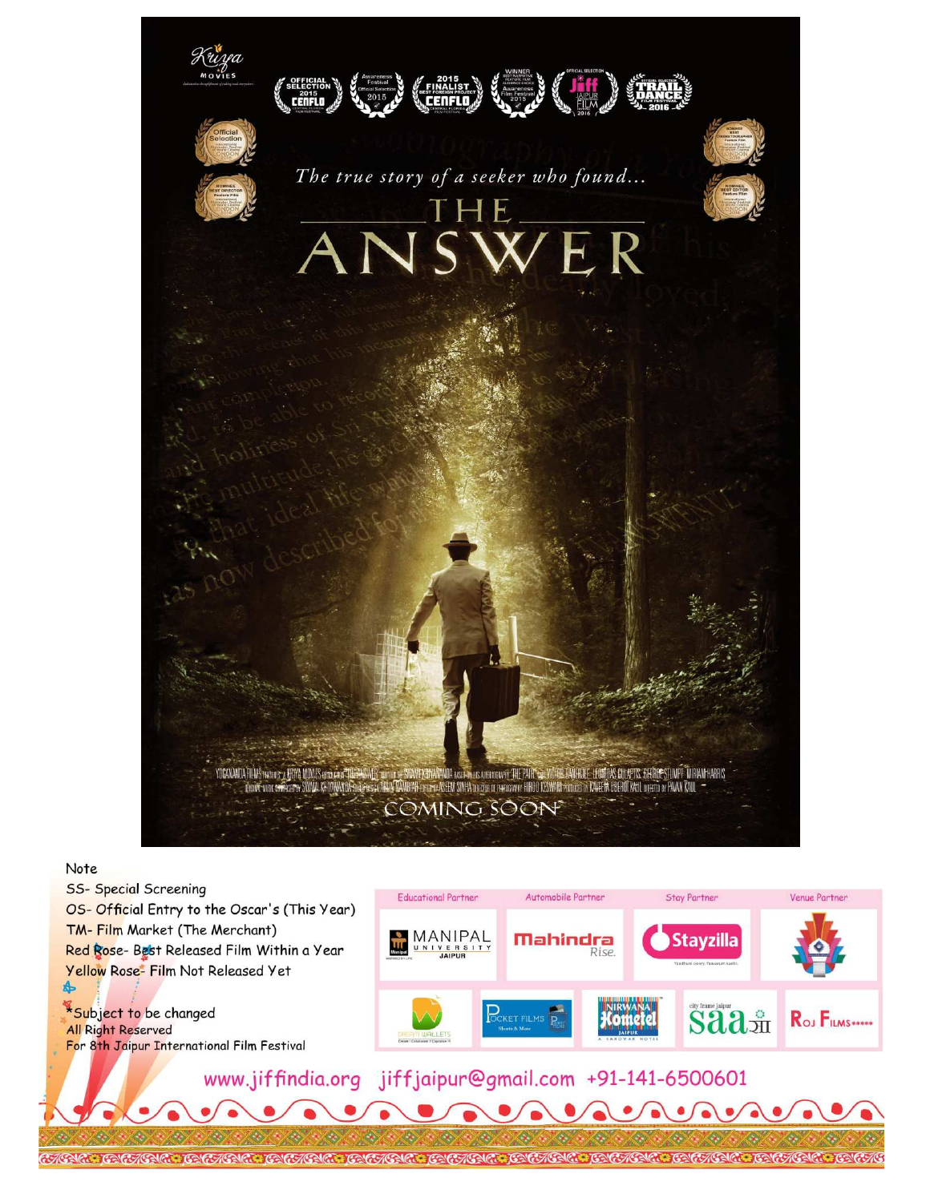Kriya MOVIES

The true story of a seeker who found...

# THE ANSWER

COMING SOON

Note

SS- Special Screening

OS- Official Entry to the Oscar's (This Year)

TM- Film Market (The Merchant)

Red Rose- Best Released Film Within a Year

Yellow Rose- Film Not Released Yet

*Subject to be changed

All Right Reserved

For 8th Jaipur International Film Festival

| Educational Partner | Automobile Partner | Stay Partner | Venue Partner |
| --- | --- | --- | --- |
| MANIPAL UNIVERSITY JAIPUR | Mahindra Rise. | Stayzilla | |

www.jiffindia.org jiffjaipur@gmail.com +91-141-6500601